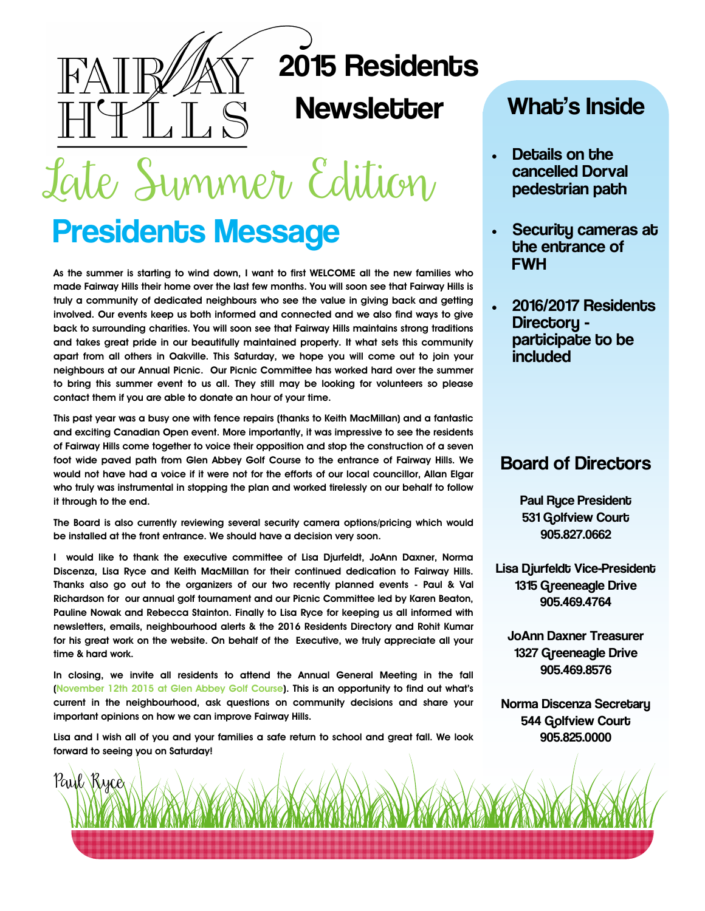# Fairway Hills

# 2015 Residents Newsletter

## Late Summer Edition

## Presidents Message

As the summer is starting to wind down, I want to first WELCOME all the new families who made Fairway Hills their home over the last few months. You will soon see that Fairway Hills is truly a community of dedicated neighbours who see the value in giving back and getting involved. Our events keep us both informed and connected and we also find ways to give back to surrounding charities. You will soon see that Fairway Hills maintains strong traditions and takes great pride in our beautifully maintained property. It what sets this community apart from all others in Oakville. This Saturday, we hope you will come out to join your neighbours at our Annual Picnic. Our Picnic Committee has worked hard over the summer to bring this summer event to us all. They still may be looking for volunteers so please contact them if you are able to donate an hour of your time.

This past year was a busy one with fence repairs (thanks to Keith MacMillan) and a fantastic and exciting Canadian Open event. More importantly, it was impressive to see the residents of Fairway Hills come together to voice their opposition and stop the construction of a seven foot wide paved path from Glen Abbey Golf Course to the entrance of Fairway Hills. We would not have had a voice if it were not for the efforts of our local councillor, Allan Elgar who truly was instrumental in stopping the plan and worked tirelessly on our behalf to follow it through to the end.

The Board is also currently reviewing several security camera options/pricing which would be installed at the front entrance. We should have a decision very soon.

I would like to thank the executive committee of Lisa Djurfeldt, JoAnn Daxner, Norma Discenza, Lisa Ryce and Keith MacMillan for their continued dedication to Fairway Hills. Thanks also go out to the organizers of our two recently planned events - Paul & Val Richardson for our annual golf tournament and our Picnic Committee led by Karen Beaton, Pauline Nowak and Rebecca Stainton. Finally to Lisa Ryce for keeping us all informed with newsletters, emails, neighbourhood alerts & the 2016 Residents Directory and Rohit Kumar for his great work on the website. On behalf of the Executive, we truly appreciate all your time & hard work.

In closing, we invite all residents to attend the Annual General Meeting in the fall (November 12th 2015 at Glen Abbey Golf Course). This is an opportunity to find out what's current in the neighbourhood, ask questions on community decisions and share your important opinions on how we can improve Fairway Hills.

Lisa and I wish all of you and your families a safe return to school and great fall. We look forward to seeing you on Saturday!

*Paul Ryce*

## What's Inside

- **Details on the cancelled Dorval pedestrian path**
- **Security cameras at the entrance of FWH**
- **2016/2017 Residents Directory - participate to be included**

## Board of Directors

**Paul Ryce President**
531 Golfview Court
905.827.0662

**Lisa Djurfeldt Vice-President**
1315 Greeneagle Drive
905.469.4764

**JoAnn Daxner Treasurer**
1327 Greeneagle Drive
905.469.8576

**Norma Discenza Secretary**
544 Golfview Court
905.825.0000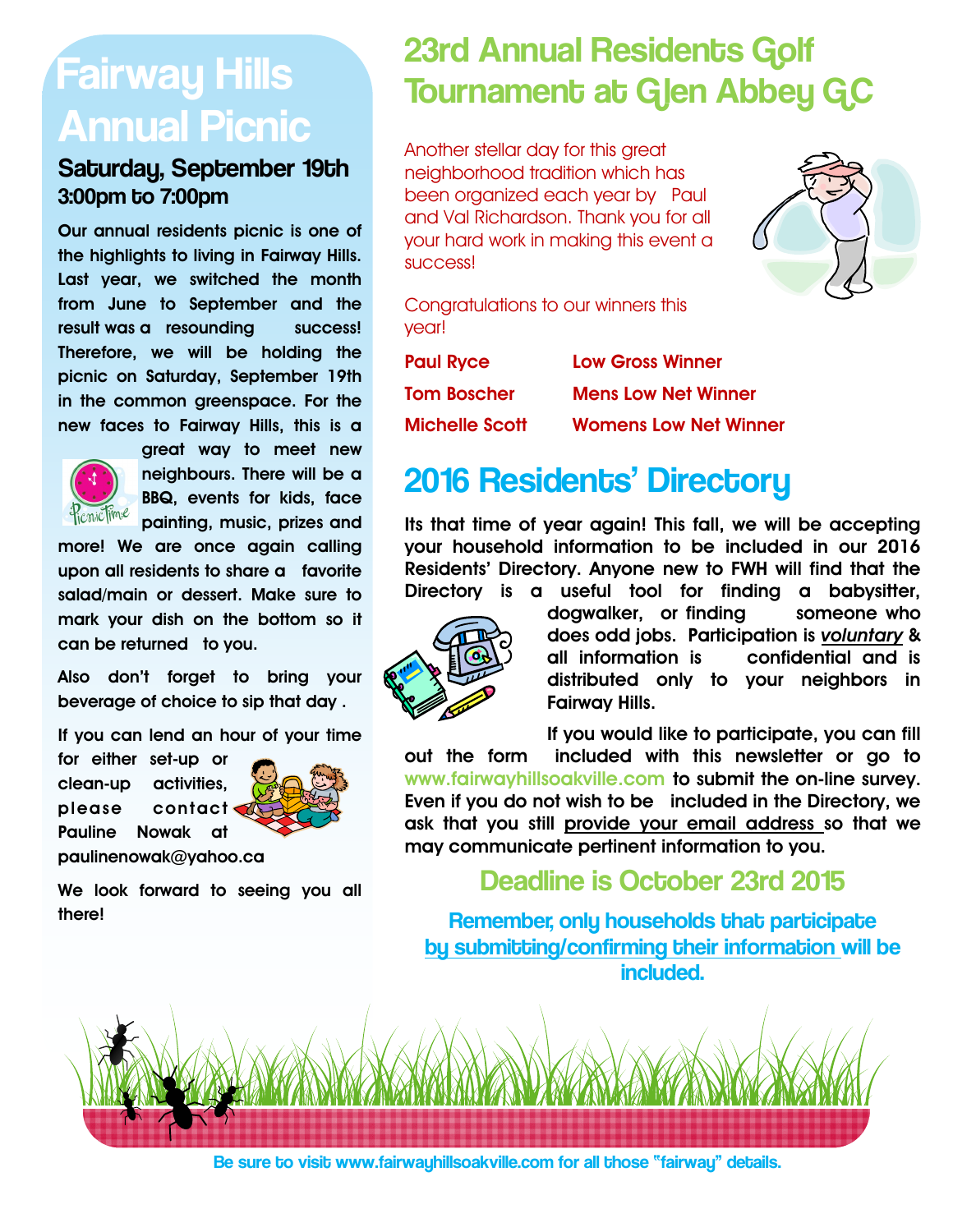# Fairway Hills Annual Picnic

## Saturday, September 19th
### 3:00pm to 7:00pm

Our annual residents picnic is one of the highlights to living in Fairway Hills. Last year, we switched the month from June to September and the result was a resounding success! Therefore, we will be holding the picnic on Saturday, September 19th in the common greenspace. For the new faces to Fairway Hills, this is a great way to meet new neighbours. There will be a BBQ, events for kids, face painting, music, prizes and more! We are once again calling upon all residents to share a favorite salad/main or dessert. Make sure to mark your dish on the bottom so it can be returned to you.

Also don't forget to bring your beverage of choice to sip that day .

If you can lend an hour of your time for either set-up or clean-up activities, please contact Pauline Nowak at paulinenowak@yahoo.ca

We look forward to seeing you all there!

# 23rd Annual Residents Golf Tournament at Glen Abbey GC

Another stellar day for this great neighborhood tradition which has been organized each year by Paul and Val Richardson. Thank you for all your hard work in making this event a success!

Congratulations to our winners this year!

| | |
|---|---|
| **Paul Ryce** | **Low Gross Winner** |
| **Tom Boscher** | **Mens Low Net Winner** |
| **Michelle Scott** | **Womens Low Net Winner** |

# 2016 Residents' Directory

Its that time of year again! This fall, we will be accepting your household information to be included in our 2016 Residents' Directory. Anyone new to FWH will find that the Directory is a useful tool for finding a babysitter, dogwalker, or finding someone who does odd jobs. Participation is ***voluntary*** & all information is confidential and is distributed only to your neighbors in Fairway Hills.

If you would like to participate, you can fill out the form included with this newsletter or go to www.fairwayhillsoakville.com to submit the on-line survey. Even if you do not wish to be included in the Directory, we ask that you still provide your email address so that we may communicate pertinent information to you.

## Deadline is October 23rd 2015

**Remember, only households that participate by submitting/confirming their information will be included.**

Be sure to visit www.fairwayhillsoakville.com for all those "fairway" details.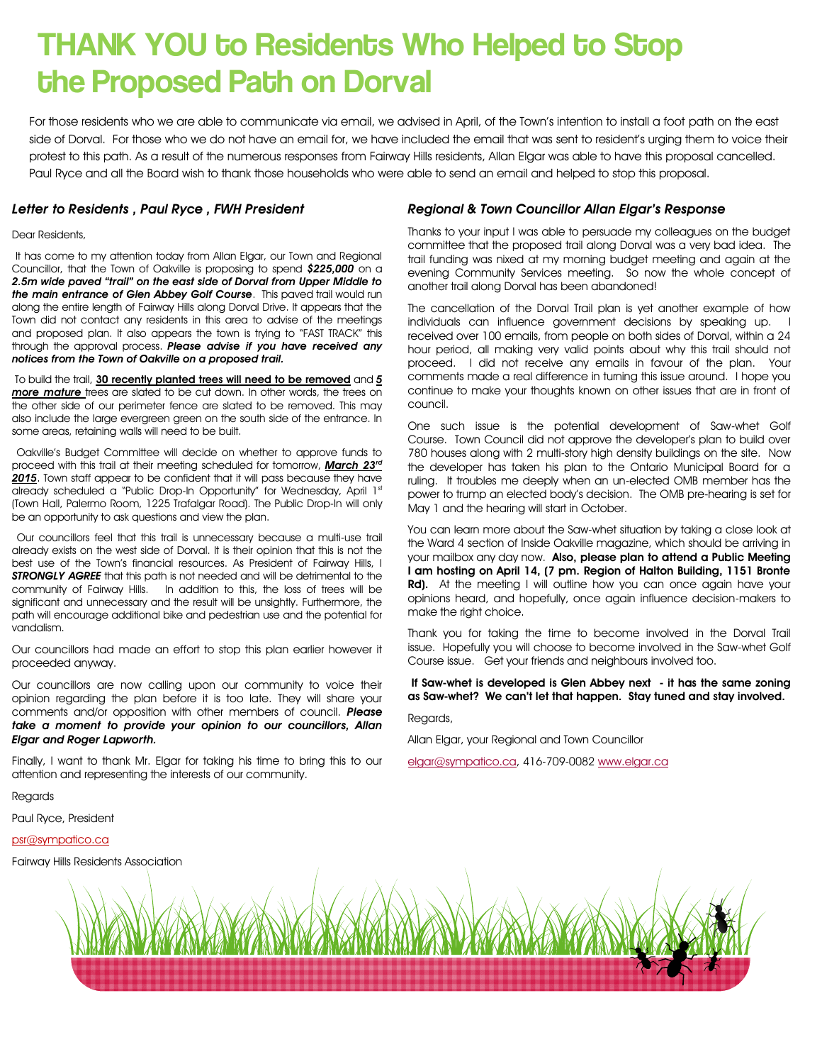# THANK YOU to Residents Who Helped to Stop the Proposed Path on Dorval

For those residents who we are able to communicate via email, we advised in April, of the Town's intention to install a foot path on the east side of Dorval. For those who we do not have an email for, we have included the email that was sent to resident's urging them to voice their protest to this path. As a result of the numerous responses from Fairway Hills residents, Allan Elgar was able to have this proposal cancelled. Paul Ryce and all the Board wish to thank those households who were able to send an email and helped to stop this proposal.

### *Letter to Residents , Paul Ryce , FWH President*

Dear Residents,

It has come to my attention today from Allan Elgar, our Town and Regional Councillor, that the Town of Oakville is proposing to spend ***$225,000*** on a ***2.5m wide paved "trail" on the east side of Dorval from Upper Middle to the main entrance of Glen Abbey Golf Course***. This paved trail would run along the entire length of Fairway Hills along Dorval Drive. It appears that the Town did not contact any residents in this area to advise of the meetings and proposed plan. It also appears the town is trying to "FAST TRACK" this through the approval process. ***Please advise if you have received any notices from the Town of Oakville on a proposed trail.***

To build the trail, **30 recently planted trees will need to be removed** and ***5 more mature*** trees are slated to be cut down. In other words, the trees on the other side of our perimeter fence are slated to be removed. This may also include the large evergreen green on the south side of the entrance. In some areas, retaining walls will need to be built.

Oakville's Budget Committee will decide on whether to approve funds to proceed with this trail at their meeting scheduled for tomorrow, ***March 23rd 2015***. Town staff appear to be confident that it will pass because they have already scheduled a "Public Drop-In Opportunity" for Wednesday, April 1st (Town Hall, Palermo Room, 1225 Trafalgar Road). The Public Drop-In will only be an opportunity to ask questions and view the plan.

Our councillors feel that this trail is unnecessary because a multi-use trail already exists on the west side of Dorval. It is their opinion that this is not the best use of the Town's financial resources. As President of Fairway Hills, I ***STRONGLY AGREE*** that this path is not needed and will be detrimental to the community of Fairway Hills. In addition to this, the loss of trees will be significant and unnecessary and the result will be unsightly. Furthermore, the path will encourage additional bike and pedestrian use and the potential for vandalism.

Our councillors had made an effort to stop this plan earlier however it proceeded anyway.

Our councillors are now calling upon our community to voice their opinion regarding the plan before it is too late. They will share your comments and/or opposition with other members of council. ***Please take a moment to provide your opinion to our councillors, Allan Elgar and Roger Lapworth.***

Finally, I want to thank Mr. Elgar for taking his time to bring this to our attention and representing the interests of our community.

Regards

Paul Ryce, President

psr@sympatico.ca

Fairway Hills Residents Association

### *Regional & Town Councillor Allan Elgar's Response*

Thanks to your input I was able to persuade my colleagues on the budget committee that the proposed trail along Dorval was a very bad idea. The trail funding was nixed at my morning budget meeting and again at the evening Community Services meeting. So now the whole concept of another trail along Dorval has been abandoned!

The cancellation of the Dorval Trail plan is yet another example of how individuals can influence government decisions by speaking up. I received over 100 emails, from people on both sides of Dorval, within a 24 hour period, all making very valid points about why this trail should not proceed. I did not receive any emails in favour of the plan. Your comments made a real difference in turning this issue around. I hope you continue to make your thoughts known on other issues that are in front of council.

One such issue is the potential development of Saw-whet Golf Course. Town Council did not approve the developer's plan to build over 780 houses along with 2 multi-story high density buildings on the site. Now the developer has taken his plan to the Ontario Municipal Board for a ruling. It troubles me deeply when an un-elected OMB member has the power to trump an elected body's decision. The OMB pre-hearing is set for May 1 and the hearing will start in October.

You can learn more about the Saw-whet situation by taking a close look at the Ward 4 section of Inside Oakville magazine, which should be arriving in your mailbox any day now. **Also, please plan to attend a Public Meeting I am hosting on April 14, (7 pm. Region of Halton Building, 1151 Bronte Rd).** At the meeting I will outline how you can once again have your opinions heard, and hopefully, once again influence decision-makers to make the right choice.

Thank you for taking the time to become involved in the Dorval Trail issue. Hopefully you will choose to become involved in the Saw-whet Golf Course issue. Get your friends and neighbours involved too.

**If Saw-whet is developed is Glen Abbey next - it has the same zoning as Saw-whet? We can't let that happen. Stay tuned and stay involved.**

Regards,

Allan Elgar, your Regional and Town Councillor

elgar@sympatico.ca, 416-709-0082 www.elgar.ca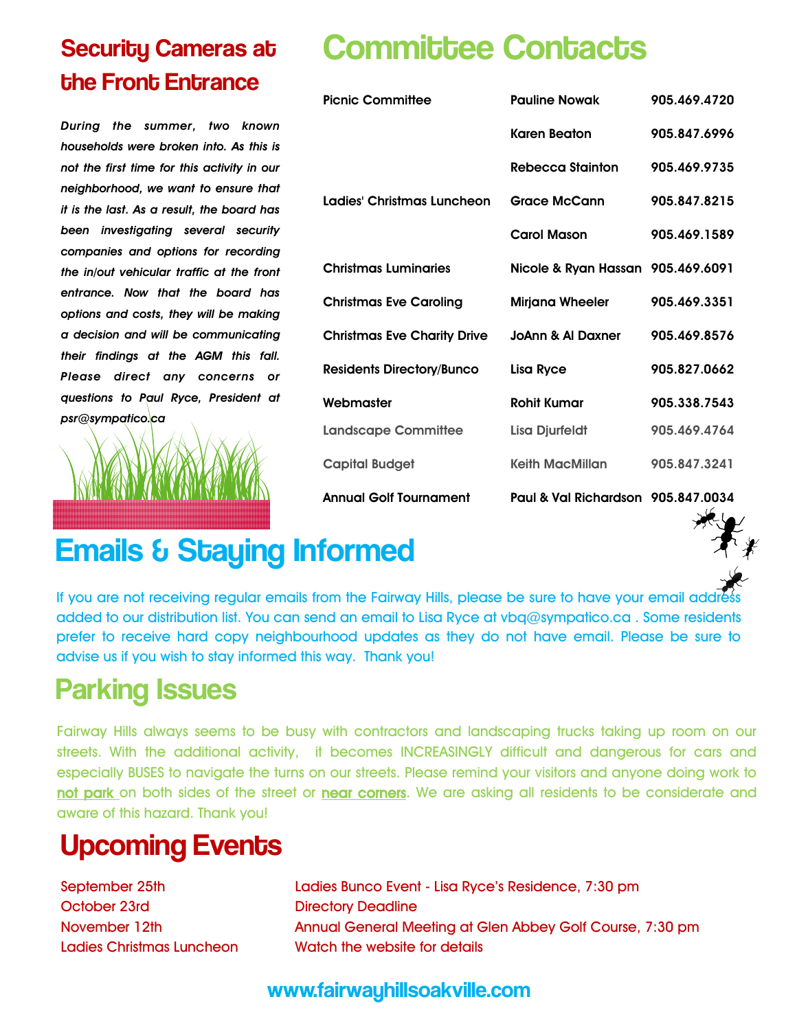## Security Cameras at the Front Entrance

*During the summer, two known households were broken into. As this is not the first time for this activity in our neighborhood, we want to ensure that it is the last. As a result, the board has been investigating several security companies and options for recording the in/out vehicular traffic at the front entrance. Now that the board has options and costs, they will be making a decision and will be communicating their findings at the AGM this fall. Please direct any concerns or questions to Paul Ryce, President at psr@sympatico.ca*

## Committee Contacts

| | | |
|---|---|---|
| Picnic Committee | Pauline Nowak | 905.469.4720 |
| | Karen Beaton | 905.847.6996 |
| | Rebecca Stainton | 905.469.9735 |
| Ladies' Christmas Luncheon | Grace McCann | 905.847.8215 |
| | Carol Mason | 905.469.1589 |
| Christmas Luminaries | Nicole & Ryan Hassan | 905.469.6091 |
| Christmas Eve Caroling | Mirjana Wheeler | 905.469.3351 |
| Christmas Eve Charity Drive | JoAnn & Al Daxner | 905.469.8576 |
| Residents Directory/Bunco | Lisa Ryce | 905.827.0662 |
| Webmaster | Rohit Kumar | 905.338.7543 |
| Landscape Committee | Lisa Djurfeldt | 905.469.4764 |
| Capital Budget | Keith MacMillan | 905.847.3241 |
| Annual Golf Tournament | Paul & Val Richardson | 905.847.0034 |

## Emails & Staying Informed

If you are not receiving regular emails from the Fairway Hills, please be sure to have your email address added to our distribution list. You can send an email to Lisa Ryce at vbq@sympatico.ca . Some residents prefer to receive hard copy neighbourhood updates as they do not have email. Please be sure to advise us if you wish to stay informed this way. Thank you!

## Parking Issues

Fairway Hills always seems to be busy with contractors and landscaping trucks taking up room on our streets. With the additional activity, it becomes INCREASINGLY difficult and dangerous for cars and especially BUSES to navigate the turns on our streets. Please remind your visitors and anyone doing work to **not park** on both sides of the street or **near corners**. We are asking all residents to be considerate and aware of this hazard. Thank you!

## Upcoming Events

| | |
|---|---|
| September 25th | Ladies Bunco Event - Lisa Ryce's Residence, 7:30 pm |
| October 23rd | Directory Deadline |
| November 12th | Annual General Meeting at Glen Abbey Golf Course, 7:30 pm |
| Ladies Christmas Luncheon | Watch the website for details |

**www.fairwayhillsoakville.com**